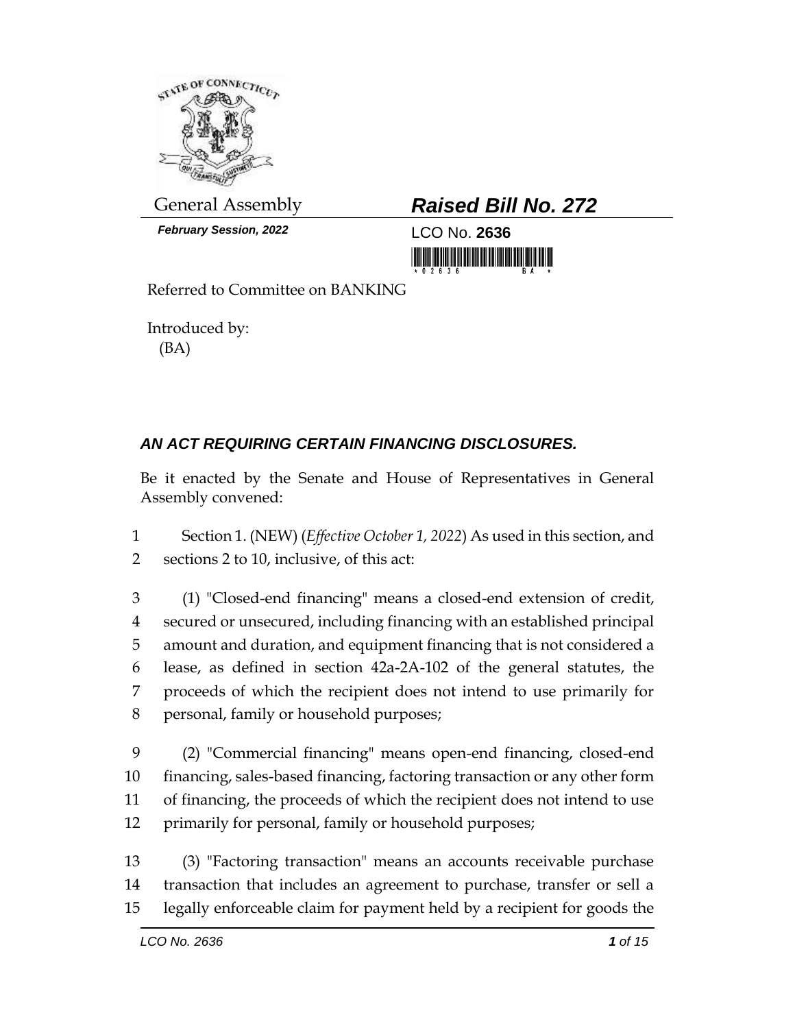General Assembly

**Raised Bill No. 272**

***February Session, 2022***

LCO No. **2636**

Referred to Committee on BANKING

Introduced by:
(BA)

## ***AN ACT REQUIRING CERTAIN FINANCING DISCLOSURES.***

Be it enacted by the Senate and House of Representatives in General Assembly convened:

1 Section 1. (NEW) (*Effective October 1, 2022*) As used in this section, and
2 sections 2 to 10, inclusive, of this act:

3 (1) "Closed-end financing" means a closed-end extension of credit,
4 secured or unsecured, including financing with an established principal
5 amount and duration, and equipment financing that is not considered a
6 lease, as defined in section 42a-2A-102 of the general statutes, the
7 proceeds of which the recipient does not intend to use primarily for
8 personal, family or household purposes;

9 (2) "Commercial financing" means open-end financing, closed-end
10 financing, sales-based financing, factoring transaction or any other form
11 of financing, the proceeds of which the recipient does not intend to use
12 primarily for personal, family or household purposes;

13 (3) "Factoring transaction" means an accounts receivable purchase
14 transaction that includes an agreement to purchase, transfer or sell a
15 legally enforceable claim for payment held by a recipient for goods the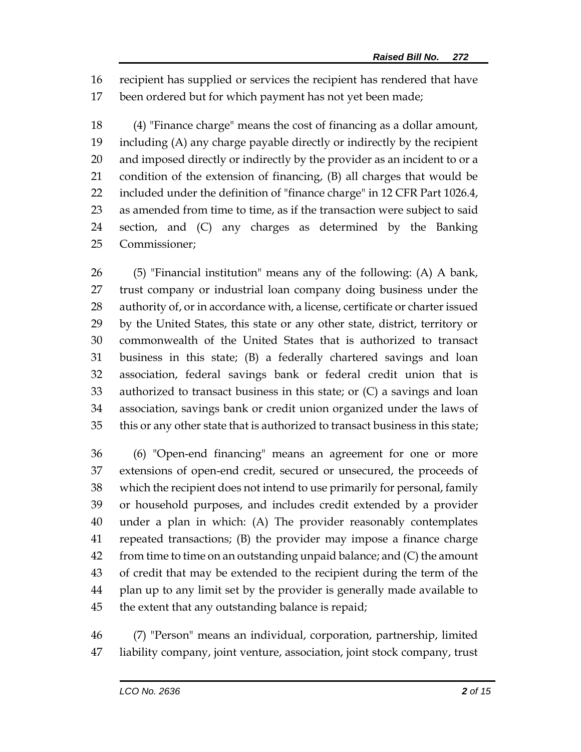recipient has supplied or services the recipient has rendered that have been ordered but for which payment has not yet been made;

(4) "Finance charge" means the cost of financing as a dollar amount, including (A) any charge payable directly or indirectly by the recipient and imposed directly or indirectly by the provider as an incident to or a condition of the extension of financing, (B) all charges that would be included under the definition of "finance charge" in 12 CFR Part 1026.4, as amended from time to time, as if the transaction were subject to said section, and (C) any charges as determined by the Banking Commissioner;

(5) "Financial institution" means any of the following: (A) A bank, trust company or industrial loan company doing business under the authority of, or in accordance with, a license, certificate or charter issued by the United States, this state or any other state, district, territory or commonwealth of the United States that is authorized to transact business in this state; (B) a federally chartered savings and loan association, federal savings bank or federal credit union that is authorized to transact business in this state; or (C) a savings and loan association, savings bank or credit union organized under the laws of this or any other state that is authorized to transact business in this state;

(6) "Open-end financing" means an agreement for one or more extensions of open-end credit, secured or unsecured, the proceeds of which the recipient does not intend to use primarily for personal, family or household purposes, and includes credit extended by a provider under a plan in which: (A) The provider reasonably contemplates repeated transactions; (B) the provider may impose a finance charge from time to time on an outstanding unpaid balance; and (C) the amount of credit that may be extended to the recipient during the term of the plan up to any limit set by the provider is generally made available to the extent that any outstanding balance is repaid;

(7) "Person" means an individual, corporation, partnership, limited liability company, joint venture, association, joint stock company, trust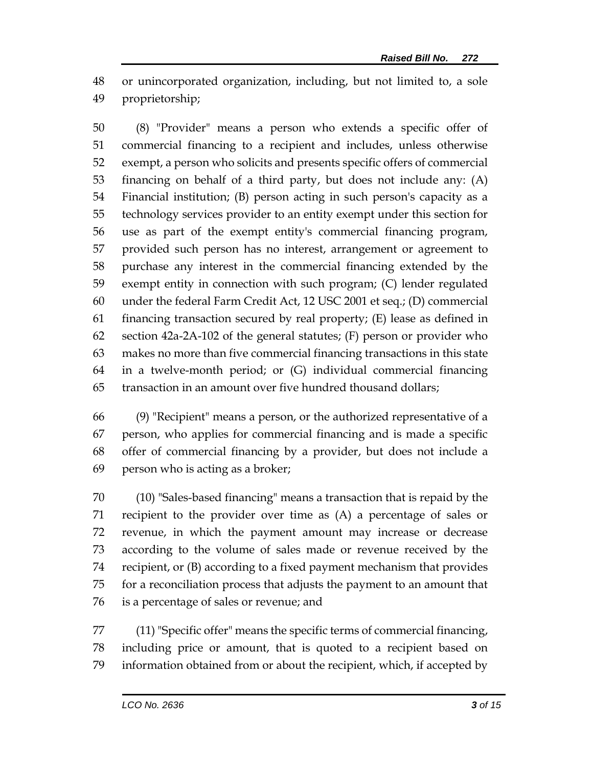or unincorporated organization, including, but not limited to, a sole proprietorship;

(8) "Provider" means a person who extends a specific offer of commercial financing to a recipient and includes, unless otherwise exempt, a person who solicits and presents specific offers of commercial financing on behalf of a third party, but does not include any: (A) Financial institution; (B) person acting in such person's capacity as a technology services provider to an entity exempt under this section for use as part of the exempt entity's commercial financing program, provided such person has no interest, arrangement or agreement to purchase any interest in the commercial financing extended by the exempt entity in connection with such program; (C) lender regulated under the federal Farm Credit Act, 12 USC 2001 et seq.; (D) commercial financing transaction secured by real property; (E) lease as defined in section 42a-2A-102 of the general statutes; (F) person or provider who makes no more than five commercial financing transactions in this state in a twelve-month period; or (G) individual commercial financing transaction in an amount over five hundred thousand dollars;

(9) "Recipient" means a person, or the authorized representative of a person, who applies for commercial financing and is made a specific offer of commercial financing by a provider, but does not include a person who is acting as a broker;

(10) "Sales-based financing" means a transaction that is repaid by the recipient to the provider over time as (A) a percentage of sales or revenue, in which the payment amount may increase or decrease according to the volume of sales made or revenue received by the recipient, or (B) according to a fixed payment mechanism that provides for a reconciliation process that adjusts the payment to an amount that is a percentage of sales or revenue; and

(11) "Specific offer" means the specific terms of commercial financing, including price or amount, that is quoted to a recipient based on information obtained from or about the recipient, which, if accepted by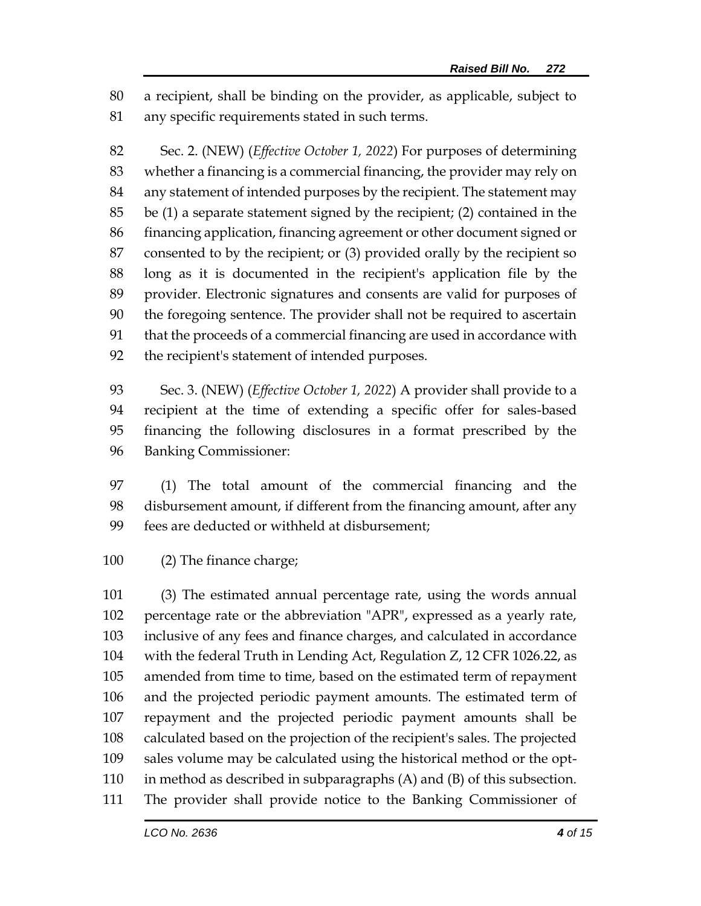a recipient, shall be binding on the provider, as applicable, subject to any specific requirements stated in such terms.

Sec. 2. (NEW) (*Effective October 1, 2022*) For purposes of determining whether a financing is a commercial financing, the provider may rely on any statement of intended purposes by the recipient. The statement may be (1) a separate statement signed by the recipient; (2) contained in the financing application, financing agreement or other document signed or consented to by the recipient; or (3) provided orally by the recipient so long as it is documented in the recipient's application file by the provider. Electronic signatures and consents are valid for purposes of the foregoing sentence. The provider shall not be required to ascertain that the proceeds of a commercial financing are used in accordance with the recipient's statement of intended purposes.

Sec. 3. (NEW) (*Effective October 1, 2022*) A provider shall provide to a recipient at the time of extending a specific offer for sales-based financing the following disclosures in a format prescribed by the Banking Commissioner:

(1) The total amount of the commercial financing and the disbursement amount, if different from the financing amount, after any fees are deducted or withheld at disbursement;

(2) The finance charge;

(3) The estimated annual percentage rate, using the words annual percentage rate or the abbreviation "APR", expressed as a yearly rate, inclusive of any fees and finance charges, and calculated in accordance with the federal Truth in Lending Act, Regulation Z, 12 CFR 1026.22, as amended from time to time, based on the estimated term of repayment and the projected periodic payment amounts. The estimated term of repayment and the projected periodic payment amounts shall be calculated based on the projection of the recipient's sales. The projected sales volume may be calculated using the historical method or the opt-in method as described in subparagraphs (A) and (B) of this subsection. The provider shall provide notice to the Banking Commissioner of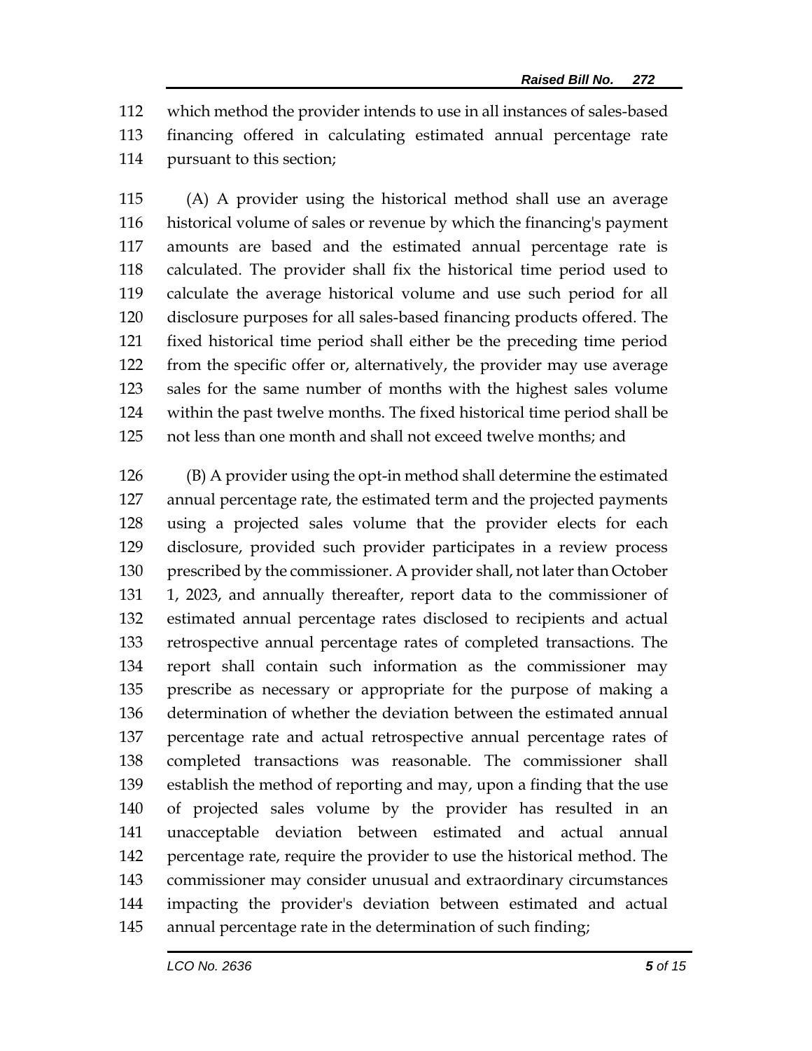which method the provider intends to use in all instances of sales-based financing offered in calculating estimated annual percentage rate pursuant to this section;

(A) A provider using the historical method shall use an average historical volume of sales or revenue by which the financing's payment amounts are based and the estimated annual percentage rate is calculated. The provider shall fix the historical time period used to calculate the average historical volume and use such period for all disclosure purposes for all sales-based financing products offered. The fixed historical time period shall either be the preceding time period from the specific offer or, alternatively, the provider may use average sales for the same number of months with the highest sales volume within the past twelve months. The fixed historical time period shall be not less than one month and shall not exceed twelve months; and

(B) A provider using the opt-in method shall determine the estimated annual percentage rate, the estimated term and the projected payments using a projected sales volume that the provider elects for each disclosure, provided such provider participates in a review process prescribed by the commissioner. A provider shall, not later than October 1, 2023, and annually thereafter, report data to the commissioner of estimated annual percentage rates disclosed to recipients and actual retrospective annual percentage rates of completed transactions. The report shall contain such information as the commissioner may prescribe as necessary or appropriate for the purpose of making a determination of whether the deviation between the estimated annual percentage rate and actual retrospective annual percentage rates of completed transactions was reasonable. The commissioner shall establish the method of reporting and may, upon a finding that the use of projected sales volume by the provider has resulted in an unacceptable deviation between estimated and actual annual percentage rate, require the provider to use the historical method. The commissioner may consider unusual and extraordinary circumstances impacting the provider's deviation between estimated and actual annual percentage rate in the determination of such finding;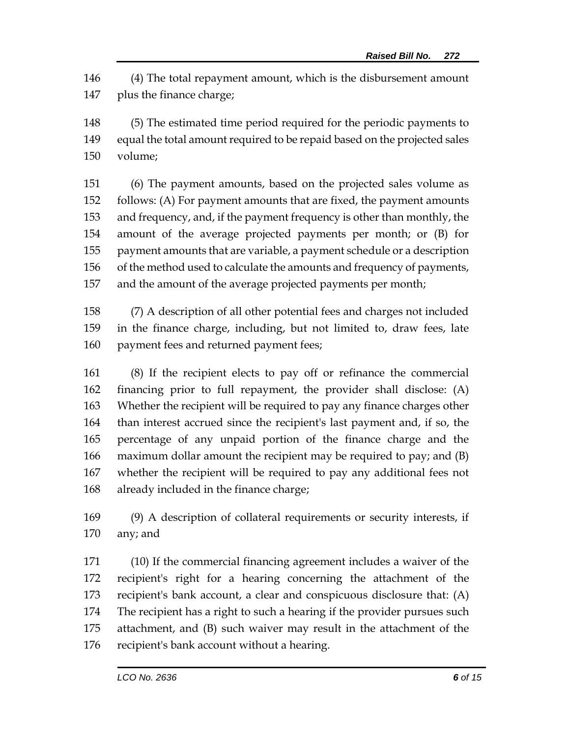(4) The total repayment amount, which is the disbursement amount plus the finance charge;

(5) The estimated time period required for the periodic payments to equal the total amount required to be repaid based on the projected sales volume;

(6) The payment amounts, based on the projected sales volume as follows: (A) For payment amounts that are fixed, the payment amounts and frequency, and, if the payment frequency is other than monthly, the amount of the average projected payments per month; or (B) for payment amounts that are variable, a payment schedule or a description of the method used to calculate the amounts and frequency of payments, and the amount of the average projected payments per month;

(7) A description of all other potential fees and charges not included in the finance charge, including, but not limited to, draw fees, late payment fees and returned payment fees;

(8) If the recipient elects to pay off or refinance the commercial financing prior to full repayment, the provider shall disclose: (A) Whether the recipient will be required to pay any finance charges other than interest accrued since the recipient's last payment and, if so, the percentage of any unpaid portion of the finance charge and the maximum dollar amount the recipient may be required to pay; and (B) whether the recipient will be required to pay any additional fees not already included in the finance charge;

(9) A description of collateral requirements or security interests, if any; and

(10) If the commercial financing agreement includes a waiver of the recipient's right for a hearing concerning the attachment of the recipient's bank account, a clear and conspicuous disclosure that: (A) The recipient has a right to such a hearing if the provider pursues such attachment, and (B) such waiver may result in the attachment of the recipient's bank account without a hearing.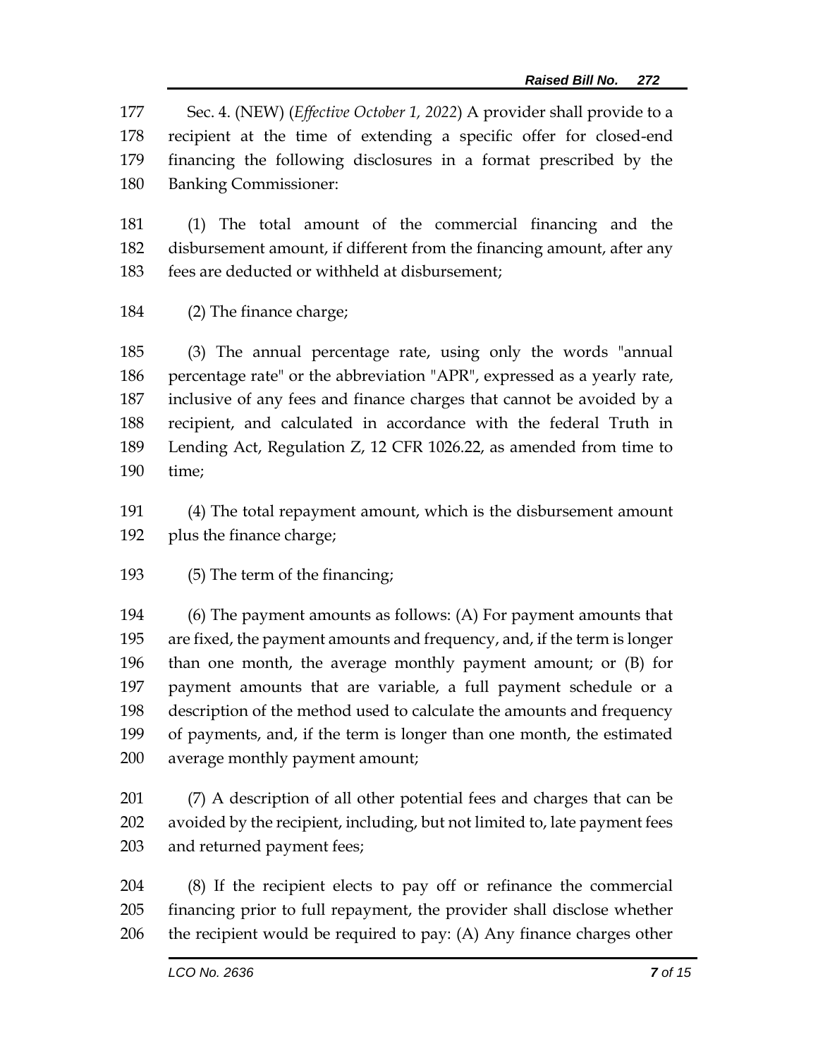Sec. 4. (NEW) (*Effective October 1, 2022*) A provider shall provide to a recipient at the time of extending a specific offer for closed-end financing the following disclosures in a format prescribed by the Banking Commissioner:

(1) The total amount of the commercial financing and the disbursement amount, if different from the financing amount, after any fees are deducted or withheld at disbursement;

(2) The finance charge;

(3) The annual percentage rate, using only the words "annual percentage rate" or the abbreviation "APR", expressed as a yearly rate, inclusive of any fees and finance charges that cannot be avoided by a recipient, and calculated in accordance with the federal Truth in Lending Act, Regulation Z, 12 CFR 1026.22, as amended from time to time;

(4) The total repayment amount, which is the disbursement amount plus the finance charge;

(5) The term of the financing;

(6) The payment amounts as follows: (A) For payment amounts that are fixed, the payment amounts and frequency, and, if the term is longer than one month, the average monthly payment amount; or (B) for payment amounts that are variable, a full payment schedule or a description of the method used to calculate the amounts and frequency of payments, and, if the term is longer than one month, the estimated average monthly payment amount;

(7) A description of all other potential fees and charges that can be avoided by the recipient, including, but not limited to, late payment fees and returned payment fees;

(8) If the recipient elects to pay off or refinance the commercial financing prior to full repayment, the provider shall disclose whether the recipient would be required to pay: (A) Any finance charges other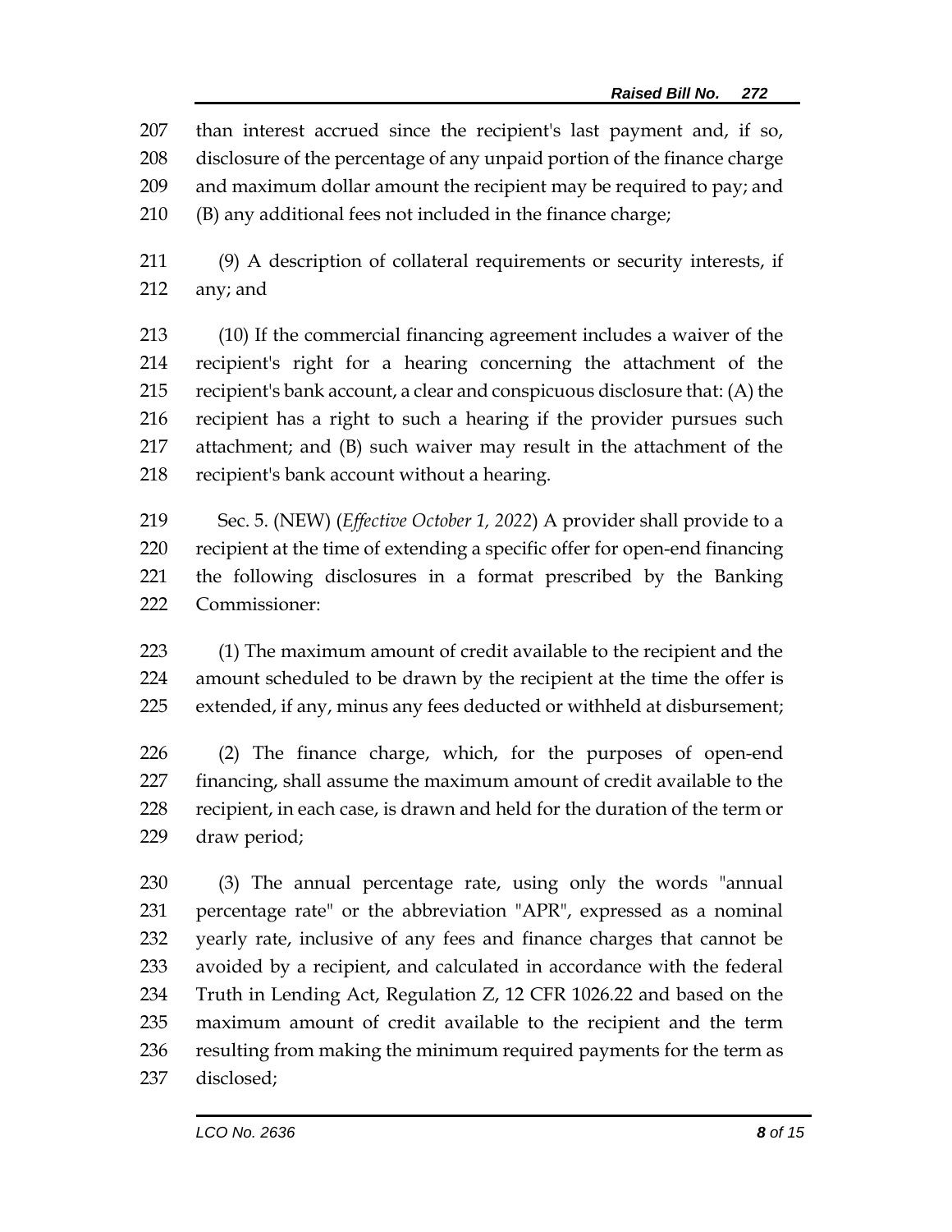than interest accrued since the recipient's last payment and, if so, disclosure of the percentage of any unpaid portion of the finance charge and maximum dollar amount the recipient may be required to pay; and (B) any additional fees not included in the finance charge;

(9) A description of collateral requirements or security interests, if any; and

(10) If the commercial financing agreement includes a waiver of the recipient's right for a hearing concerning the attachment of the recipient's bank account, a clear and conspicuous disclosure that: (A) the recipient has a right to such a hearing if the provider pursues such attachment; and (B) such waiver may result in the attachment of the recipient's bank account without a hearing.

Sec. 5. (NEW) (*Effective October 1, 2022*) A provider shall provide to a recipient at the time of extending a specific offer for open-end financing the following disclosures in a format prescribed by the Banking Commissioner:

(1) The maximum amount of credit available to the recipient and the amount scheduled to be drawn by the recipient at the time the offer is extended, if any, minus any fees deducted or withheld at disbursement;

(2) The finance charge, which, for the purposes of open-end financing, shall assume the maximum amount of credit available to the recipient, in each case, is drawn and held for the duration of the term or draw period;

(3) The annual percentage rate, using only the words "annual percentage rate" or the abbreviation "APR", expressed as a nominal yearly rate, inclusive of any fees and finance charges that cannot be avoided by a recipient, and calculated in accordance with the federal Truth in Lending Act, Regulation Z, 12 CFR 1026.22 and based on the maximum amount of credit available to the recipient and the term resulting from making the minimum required payments for the term as disclosed;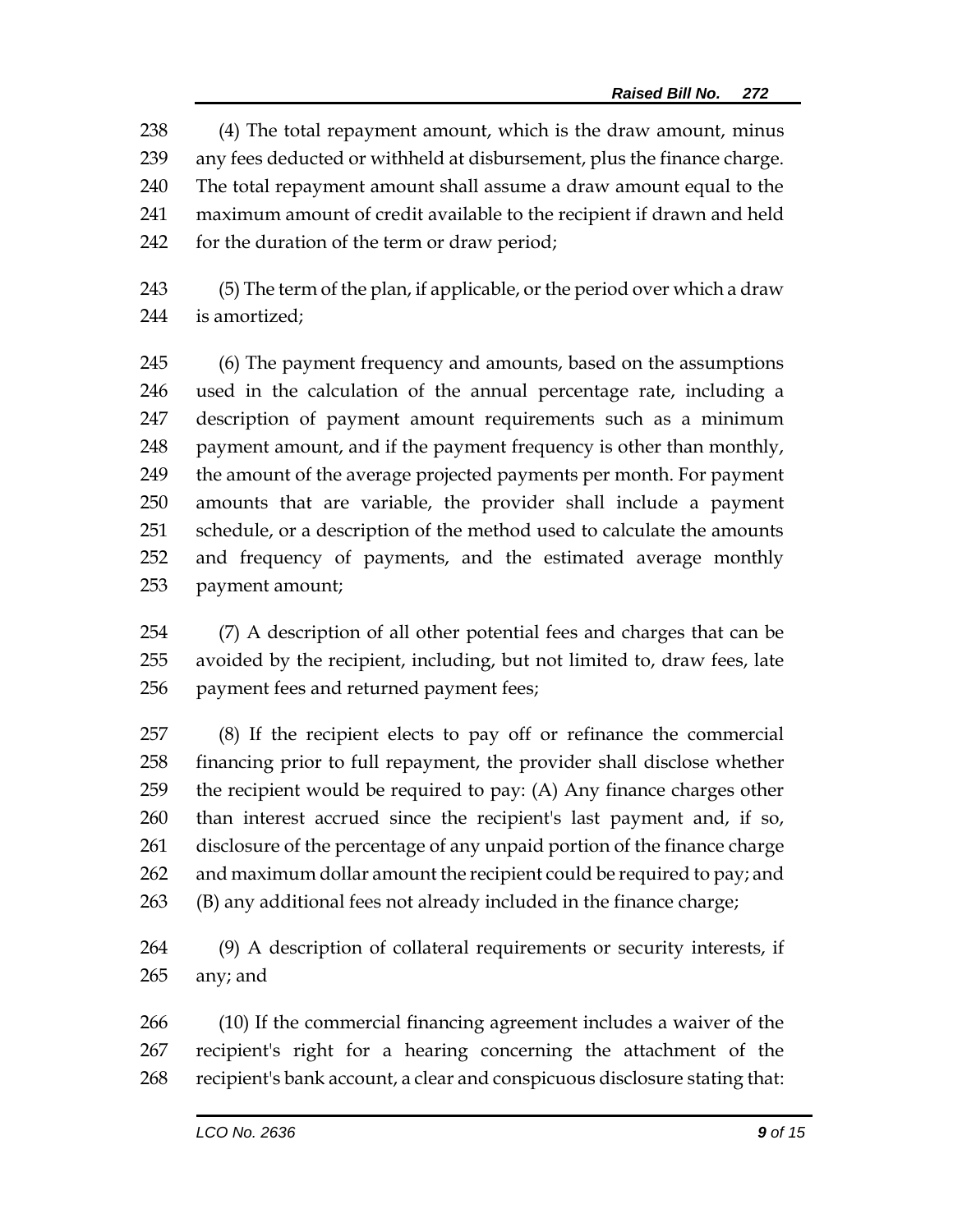(4) The total repayment amount, which is the draw amount, minus any fees deducted or withheld at disbursement, plus the finance charge. The total repayment amount shall assume a draw amount equal to the maximum amount of credit available to the recipient if drawn and held for the duration of the term or draw period;

(5) The term of the plan, if applicable, or the period over which a draw is amortized;

(6) The payment frequency and amounts, based on the assumptions used in the calculation of the annual percentage rate, including a description of payment amount requirements such as a minimum payment amount, and if the payment frequency is other than monthly, the amount of the average projected payments per month. For payment amounts that are variable, the provider shall include a payment schedule, or a description of the method used to calculate the amounts and frequency of payments, and the estimated average monthly payment amount;

(7) A description of all other potential fees and charges that can be avoided by the recipient, including, but not limited to, draw fees, late payment fees and returned payment fees;

(8) If the recipient elects to pay off or refinance the commercial financing prior to full repayment, the provider shall disclose whether the recipient would be required to pay: (A) Any finance charges other than interest accrued since the recipient's last payment and, if so, disclosure of the percentage of any unpaid portion of the finance charge and maximum dollar amount the recipient could be required to pay; and (B) any additional fees not already included in the finance charge;

(9) A description of collateral requirements or security interests, if any; and

(10) If the commercial financing agreement includes a waiver of the recipient's right for a hearing concerning the attachment of the recipient's bank account, a clear and conspicuous disclosure stating that: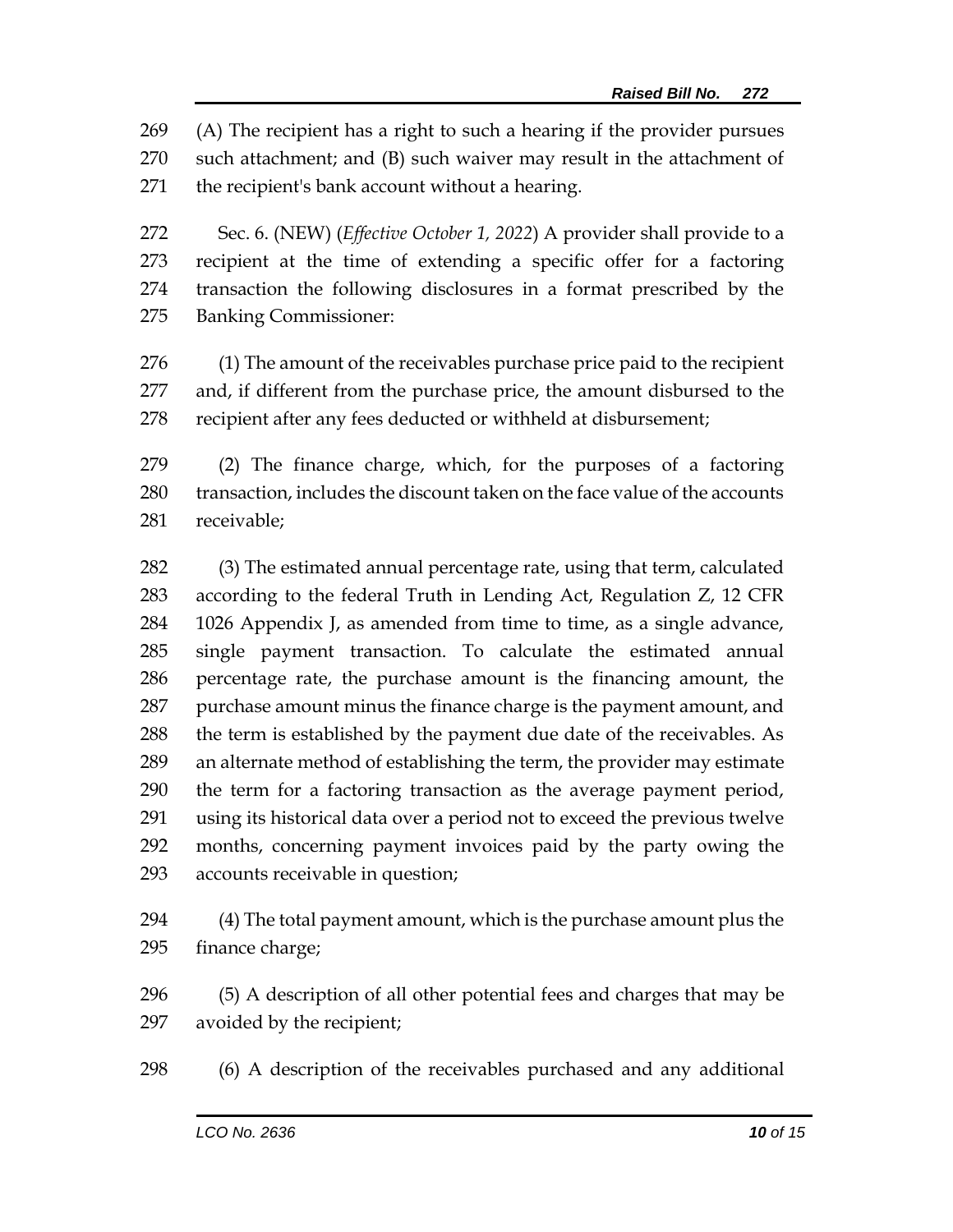(A) The recipient has a right to such a hearing if the provider pursues such attachment; and (B) such waiver may result in the attachment of the recipient's bank account without a hearing.

Sec. 6. (NEW) (*Effective October 1, 2022*) A provider shall provide to a recipient at the time of extending a specific offer for a factoring transaction the following disclosures in a format prescribed by the Banking Commissioner:

(1) The amount of the receivables purchase price paid to the recipient and, if different from the purchase price, the amount disbursed to the recipient after any fees deducted or withheld at disbursement;

(2) The finance charge, which, for the purposes of a factoring transaction, includes the discount taken on the face value of the accounts receivable;

(3) The estimated annual percentage rate, using that term, calculated according to the federal Truth in Lending Act, Regulation Z, 12 CFR 1026 Appendix J, as amended from time to time, as a single advance, single payment transaction. To calculate the estimated annual percentage rate, the purchase amount is the financing amount, the purchase amount minus the finance charge is the payment amount, and the term is established by the payment due date of the receivables. As an alternate method of establishing the term, the provider may estimate the term for a factoring transaction as the average payment period, using its historical data over a period not to exceed the previous twelve months, concerning payment invoices paid by the party owing the accounts receivable in question;

(4) The total payment amount, which is the purchase amount plus the finance charge;

(5) A description of all other potential fees and charges that may be avoided by the recipient;

(6) A description of the receivables purchased and any additional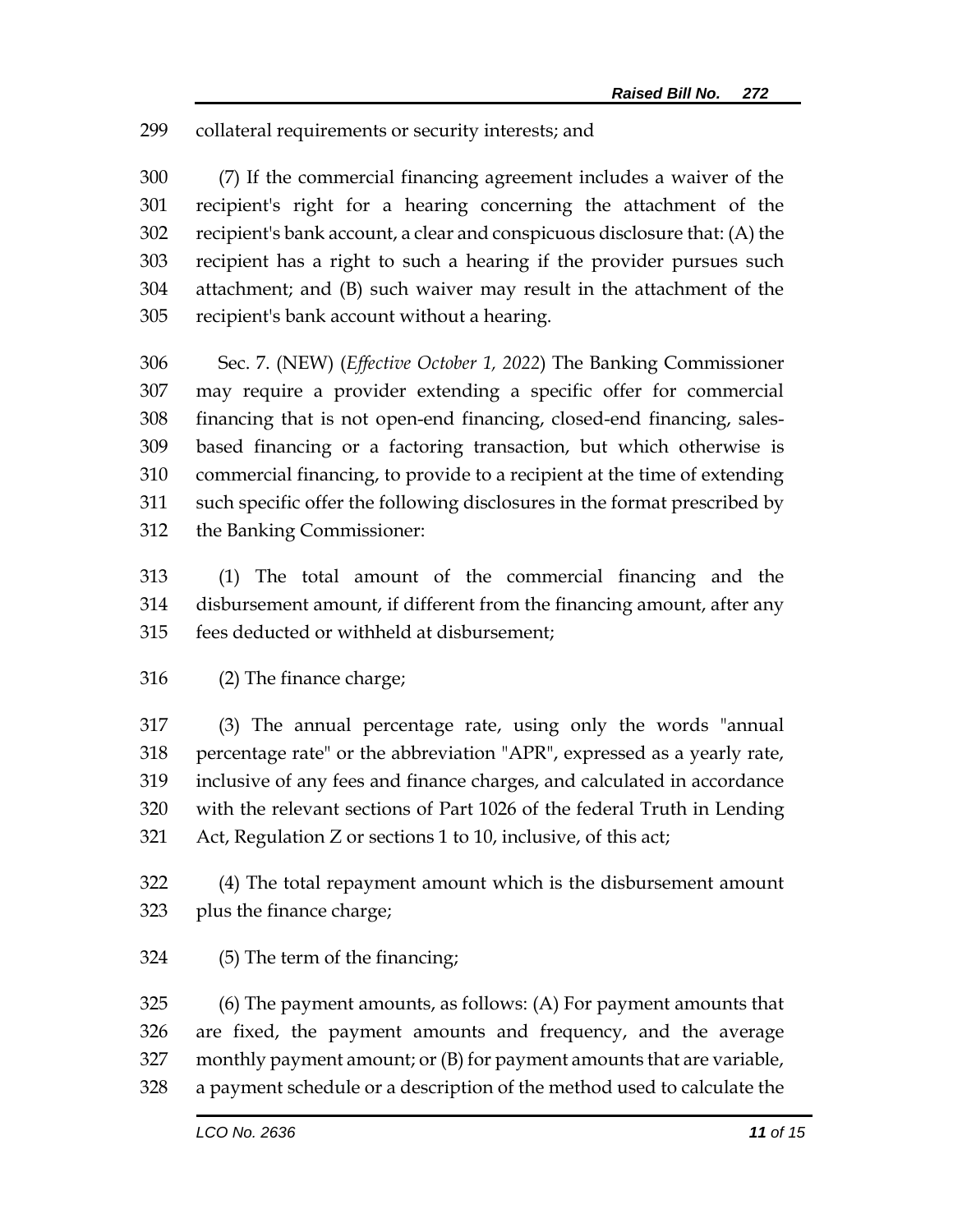collateral requirements or security interests; and

(7) If the commercial financing agreement includes a waiver of the recipient's right for a hearing concerning the attachment of the recipient's bank account, a clear and conspicuous disclosure that: (A) the recipient has a right to such a hearing if the provider pursues such attachment; and (B) such waiver may result in the attachment of the recipient's bank account without a hearing.

Sec. 7. (NEW) (*Effective October 1, 2022*) The Banking Commissioner may require a provider extending a specific offer for commercial financing that is not open-end financing, closed-end financing, sales-based financing or a factoring transaction, but which otherwise is commercial financing, to provide to a recipient at the time of extending such specific offer the following disclosures in the format prescribed by the Banking Commissioner:

(1) The total amount of the commercial financing and the disbursement amount, if different from the financing amount, after any fees deducted or withheld at disbursement;

(2) The finance charge;

(3) The annual percentage rate, using only the words "annual percentage rate" or the abbreviation "APR", expressed as a yearly rate, inclusive of any fees and finance charges, and calculated in accordance with the relevant sections of Part 1026 of the federal Truth in Lending Act, Regulation Z or sections 1 to 10, inclusive, of this act;

(4) The total repayment amount which is the disbursement amount plus the finance charge;

(5) The term of the financing;

(6) The payment amounts, as follows: (A) For payment amounts that are fixed, the payment amounts and frequency, and the average monthly payment amount; or (B) for payment amounts that are variable, a payment schedule or a description of the method used to calculate the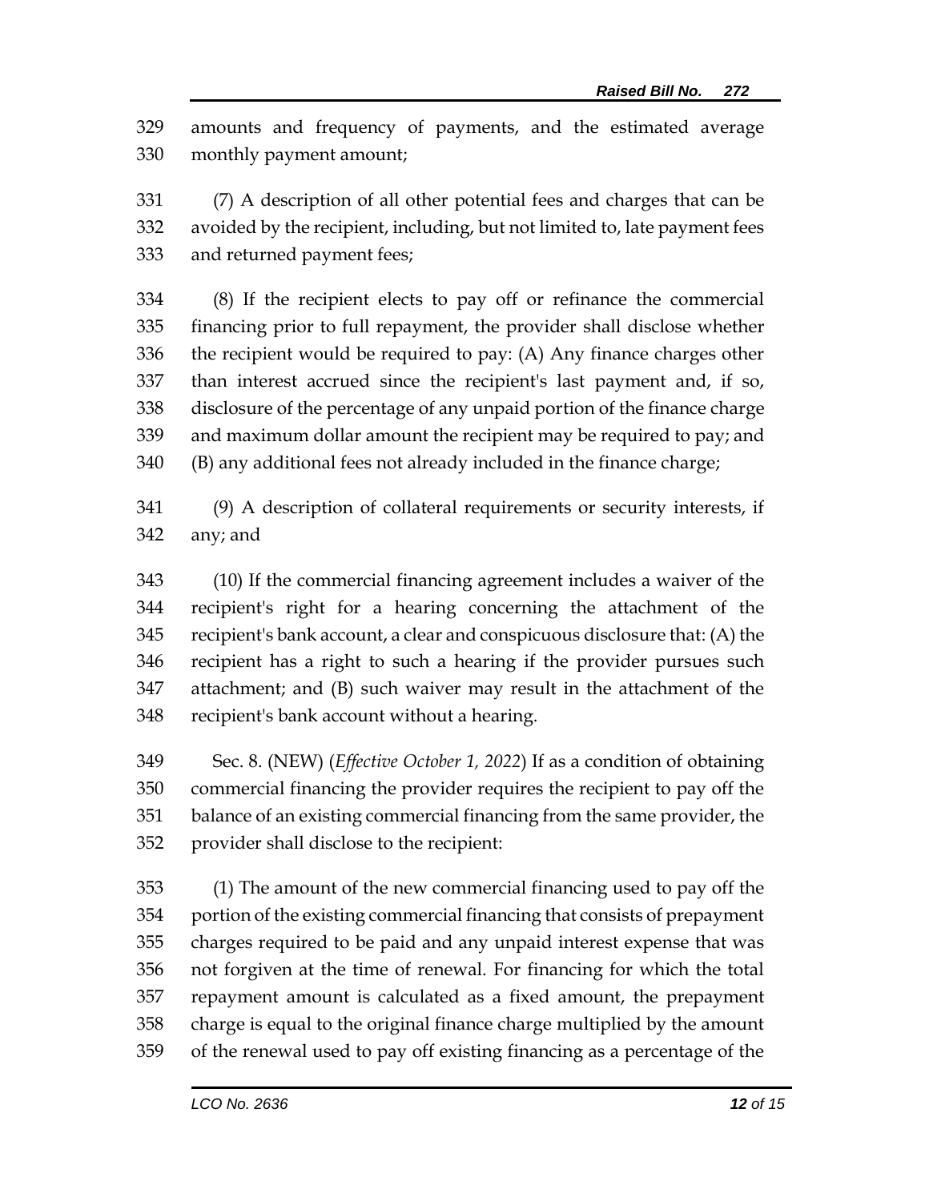amounts and frequency of payments, and the estimated average monthly payment amount;

(7) A description of all other potential fees and charges that can be avoided by the recipient, including, but not limited to, late payment fees and returned payment fees;

(8) If the recipient elects to pay off or refinance the commercial financing prior to full repayment, the provider shall disclose whether the recipient would be required to pay: (A) Any finance charges other than interest accrued since the recipient's last payment and, if so, disclosure of the percentage of any unpaid portion of the finance charge and maximum dollar amount the recipient may be required to pay; and (B) any additional fees not already included in the finance charge;

(9) A description of collateral requirements or security interests, if any; and

(10) If the commercial financing agreement includes a waiver of the recipient's right for a hearing concerning the attachment of the recipient's bank account, a clear and conspicuous disclosure that: (A) the recipient has a right to such a hearing if the provider pursues such attachment; and (B) such waiver may result in the attachment of the recipient's bank account without a hearing.

Sec. 8. (NEW) (*Effective October 1, 2022*) If as a condition of obtaining commercial financing the provider requires the recipient to pay off the balance of an existing commercial financing from the same provider, the provider shall disclose to the recipient:

(1) The amount of the new commercial financing used to pay off the portion of the existing commercial financing that consists of prepayment charges required to be paid and any unpaid interest expense that was not forgiven at the time of renewal. For financing for which the total repayment amount is calculated as a fixed amount, the prepayment charge is equal to the original finance charge multiplied by the amount of the renewal used to pay off existing financing as a percentage of the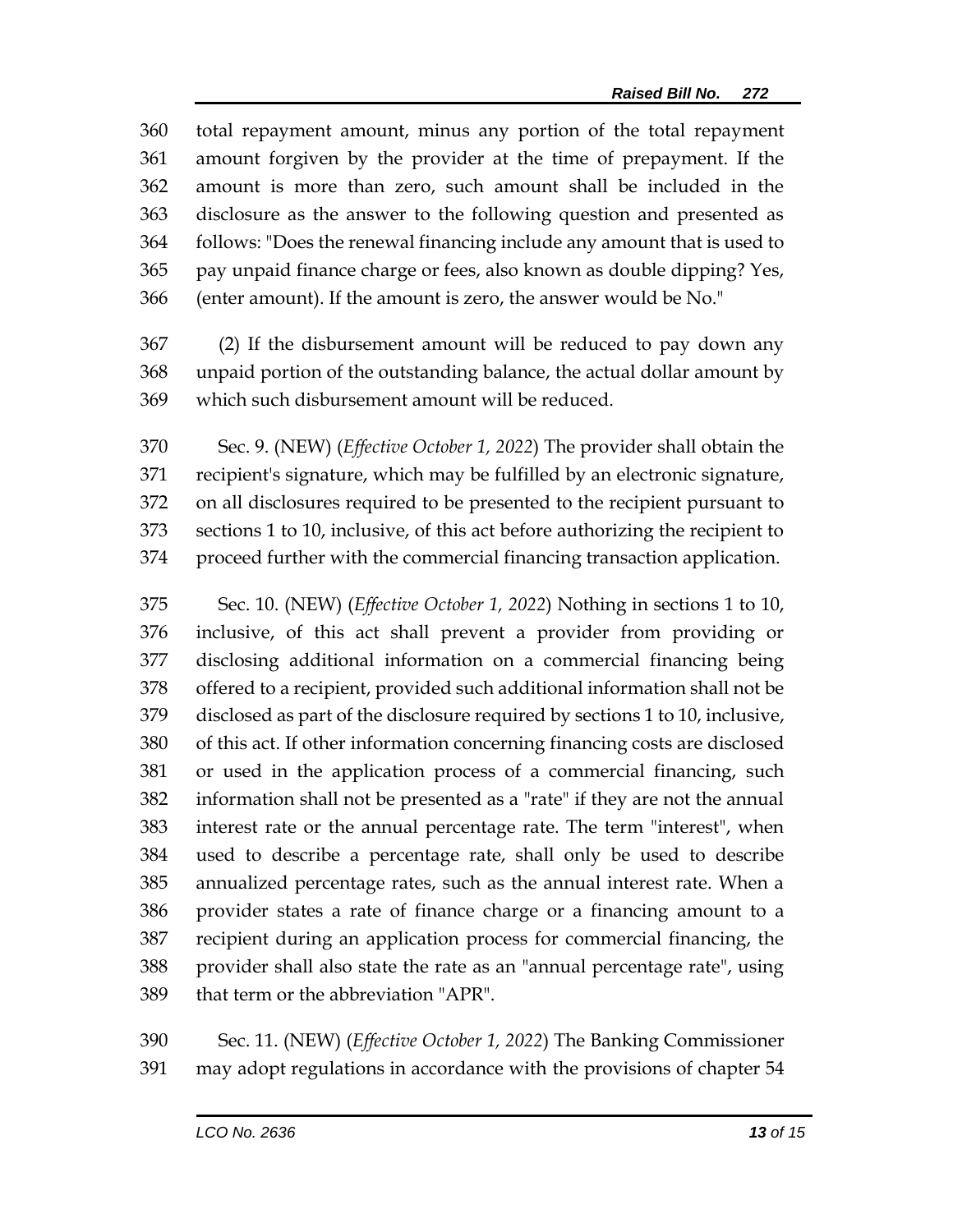total repayment amount, minus any portion of the total repayment amount forgiven by the provider at the time of prepayment. If the amount is more than zero, such amount shall be included in the disclosure as the answer to the following question and presented as follows: "Does the renewal financing include any amount that is used to pay unpaid finance charge or fees, also known as double dipping? Yes, (enter amount). If the amount is zero, the answer would be No."

(2) If the disbursement amount will be reduced to pay down any unpaid portion of the outstanding balance, the actual dollar amount by which such disbursement amount will be reduced.

Sec. 9. (NEW) (*Effective October 1, 2022*) The provider shall obtain the recipient's signature, which may be fulfilled by an electronic signature, on all disclosures required to be presented to the recipient pursuant to sections 1 to 10, inclusive, of this act before authorizing the recipient to proceed further with the commercial financing transaction application.

Sec. 10. (NEW) (*Effective October 1, 2022*) Nothing in sections 1 to 10, inclusive, of this act shall prevent a provider from providing or disclosing additional information on a commercial financing being offered to a recipient, provided such additional information shall not be disclosed as part of the disclosure required by sections 1 to 10, inclusive, of this act. If other information concerning financing costs are disclosed or used in the application process of a commercial financing, such information shall not be presented as a "rate" if they are not the annual interest rate or the annual percentage rate. The term "interest", when used to describe a percentage rate, shall only be used to describe annualized percentage rates, such as the annual interest rate. When a provider states a rate of finance charge or a financing amount to a recipient during an application process for commercial financing, the provider shall also state the rate as an "annual percentage rate", using that term or the abbreviation "APR".

Sec. 11. (NEW) (*Effective October 1, 2022*) The Banking Commissioner may adopt regulations in accordance with the provisions of chapter 54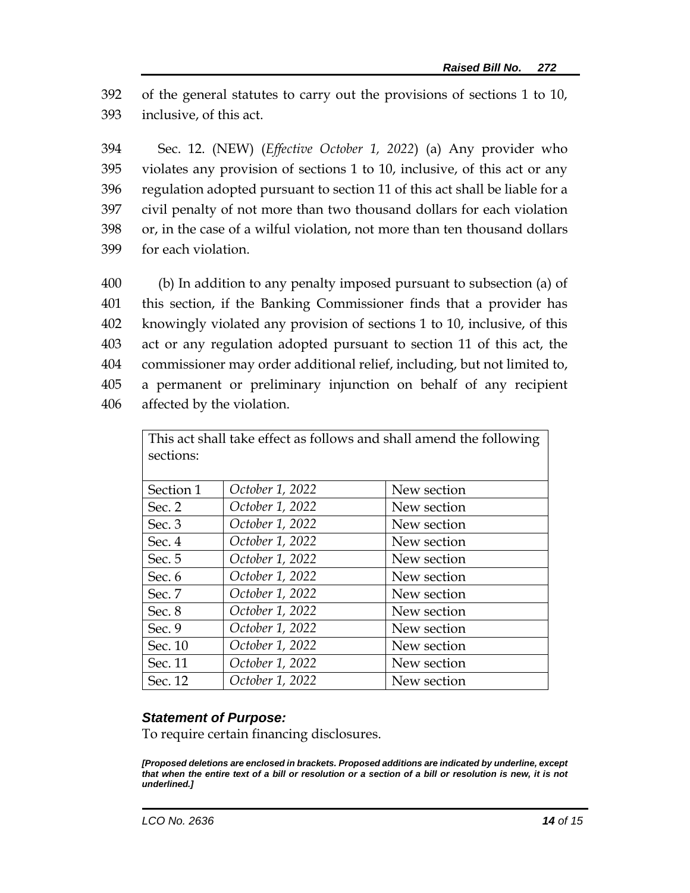of the general statutes to carry out the provisions of sections 1 to 10, inclusive, of this act.

Sec. 12. (NEW) (*Effective October 1, 2022*) (a) Any provider who violates any provision of sections 1 to 10, inclusive, of this act or any regulation adopted pursuant to section 11 of this act shall be liable for a civil penalty of not more than two thousand dollars for each violation or, in the case of a wilful violation, not more than ten thousand dollars for each violation.

(b) In addition to any penalty imposed pursuant to subsection (a) of this section, if the Banking Commissioner finds that a provider has knowingly violated any provision of sections 1 to 10, inclusive, of this act or any regulation adopted pursuant to section 11 of this act, the commissioner may order additional relief, including, but not limited to, a permanent or preliminary injunction on behalf of any recipient affected by the violation.

| This act shall take effect as follows and shall amend the following sections: | | |
|---|---|---|
| Section 1 | *October 1, 2022* | New section |
| Sec. 2 | *October 1, 2022* | New section |
| Sec. 3 | *October 1, 2022* | New section |
| Sec. 4 | *October 1, 2022* | New section |
| Sec. 5 | *October 1, 2022* | New section |
| Sec. 6 | *October 1, 2022* | New section |
| Sec. 7 | *October 1, 2022* | New section |
| Sec. 8 | *October 1, 2022* | New section |
| Sec. 9 | *October 1, 2022* | New section |
| Sec. 10 | *October 1, 2022* | New section |
| Sec. 11 | *October 1, 2022* | New section |
| Sec. 12 | *October 1, 2022* | New section |

### *Statement of Purpose:*

To require certain financing disclosures.

***[Proposed deletions are enclosed in brackets. Proposed additions are indicated by underline, except that when the entire text of a bill or resolution or a section of a bill or resolution is new, it is not underlined.]***